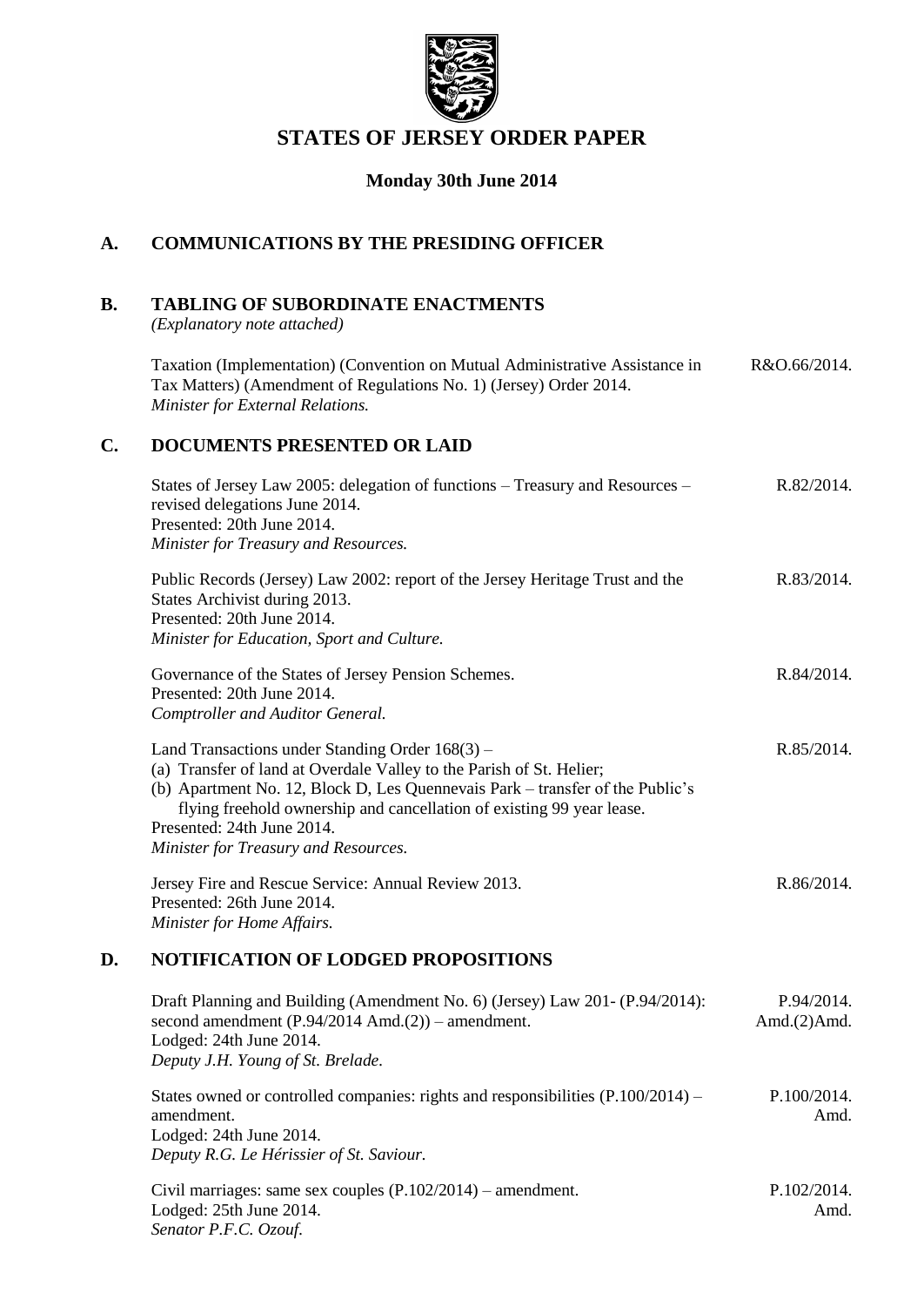# STATES OF JERSEY ORDER PAPER

**Monday 30th June 2014**

## A. COMMUNICATIONS BY THE PRESIDING OFFICER

## B. TABLING OF SUBORDINATE ENACTMENTS

*(Explanatory note attached)*

Taxation (Implementation) (Convention on Mutual Administrative Assistance in Tax Matters) (Amendment of Regulations No. 1) (Jersey) Order 2014. — R&O.66/2014.
*Minister for External Relations.*

## C. DOCUMENTS PRESENTED OR LAID

States of Jersey Law 2005: delegation of functions – Treasury and Resources – revised delegations June 2014. — R.82/2014.
Presented: 20th June 2014.
*Minister for Treasury and Resources.*

Public Records (Jersey) Law 2002: report of the Jersey Heritage Trust and the States Archivist during 2013. — R.83/2014.
Presented: 20th June 2014.
*Minister for Education, Sport and Culture.*

Governance of the States of Jersey Pension Schemes. — R.84/2014.
Presented: 20th June 2014.
*Comptroller and Auditor General.*

Land Transactions under Standing Order 168(3) – — R.85/2014.
(a) Transfer of land at Overdale Valley to the Parish of St. Helier;
(b) Apartment No. 12, Block D, Les Quennevais Park – transfer of the Public's flying freehold ownership and cancellation of existing 99 year lease.
Presented: 24th June 2014.
*Minister for Treasury and Resources.*

Jersey Fire and Rescue Service: Annual Review 2013. — R.86/2014.
Presented: 26th June 2014.
*Minister for Home Affairs.*

## D. NOTIFICATION OF LODGED PROPOSITIONS

Draft Planning and Building (Amendment No. 6) (Jersey) Law 201- (P.94/2014): second amendment (P.94/2014 Amd.(2)) – amendment. — P.94/2014. Amd.(2)Amd.
Lodged: 24th June 2014.
*Deputy J.H. Young of St. Brelade.*

States owned or controlled companies: rights and responsibilities (P.100/2014) – amendment. — P.100/2014. Amd.
Lodged: 24th June 2014.
*Deputy R.G. Le Hérissier of St. Saviour.*

Civil marriages: same sex couples (P.102/2014) – amendment. — P.102/2014. Amd.
Lodged: 25th June 2014.
*Senator P.F.C. Ozouf.*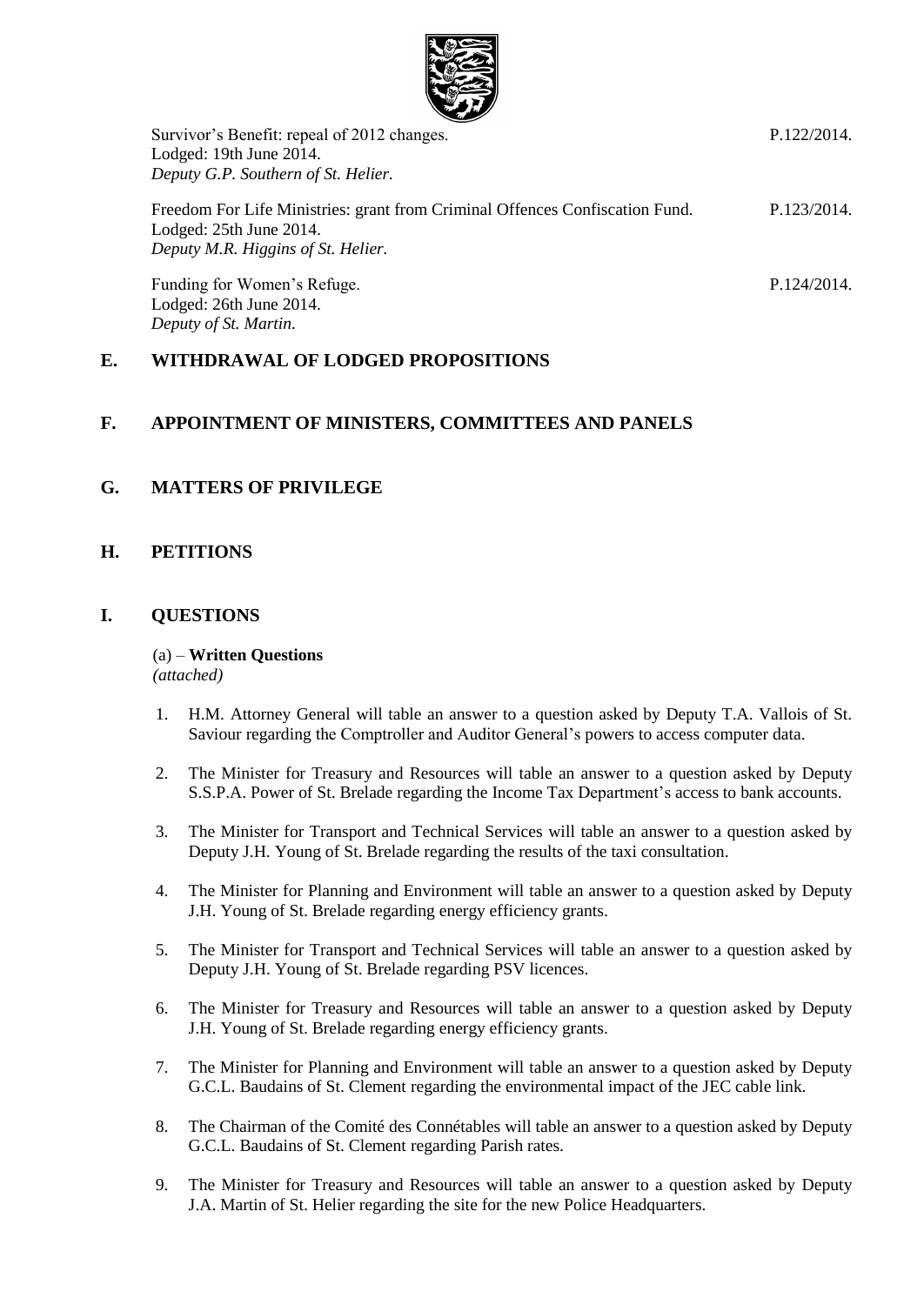Survivor's Benefit: repeal of 2012 changes. P.122/2014.
Lodged: 19th June 2014.
*Deputy G.P. Southern of St. Helier.*

Freedom For Life Ministries: grant from Criminal Offences Confiscation Fund. P.123/2014.
Lodged: 25th June 2014.
*Deputy M.R. Higgins of St. Helier.*

Funding for Women's Refuge. P.124/2014.
Lodged: 26th June 2014.
*Deputy of St. Martin.*

## E. WITHDRAWAL OF LODGED PROPOSITIONS

## F. APPOINTMENT OF MINISTERS, COMMITTEES AND PANELS

## G. MATTERS OF PRIVILEGE

## H. PETITIONS

## I. QUESTIONS

(a) – **Written Questions**
*(attached)*

1. H.M. Attorney General will table an answer to a question asked by Deputy T.A. Vallois of St. Saviour regarding the Comptroller and Auditor General's powers to access computer data.

2. The Minister for Treasury and Resources will table an answer to a question asked by Deputy S.S.P.A. Power of St. Brelade regarding the Income Tax Department's access to bank accounts.

3. The Minister for Transport and Technical Services will table an answer to a question asked by Deputy J.H. Young of St. Brelade regarding the results of the taxi consultation.

4. The Minister for Planning and Environment will table an answer to a question asked by Deputy J.H. Young of St. Brelade regarding energy efficiency grants.

5. The Minister for Transport and Technical Services will table an answer to a question asked by Deputy J.H. Young of St. Brelade regarding PSV licences.

6. The Minister for Treasury and Resources will table an answer to a question asked by Deputy J.H. Young of St. Brelade regarding energy efficiency grants.

7. The Minister for Planning and Environment will table an answer to a question asked by Deputy G.C.L. Baudains of St. Clement regarding the environmental impact of the JEC cable link.

8. The Chairman of the Comité des Connétables will table an answer to a question asked by Deputy G.C.L. Baudains of St. Clement regarding Parish rates.

9. The Minister for Treasury and Resources will table an answer to a question asked by Deputy J.A. Martin of St. Helier regarding the site for the new Police Headquarters.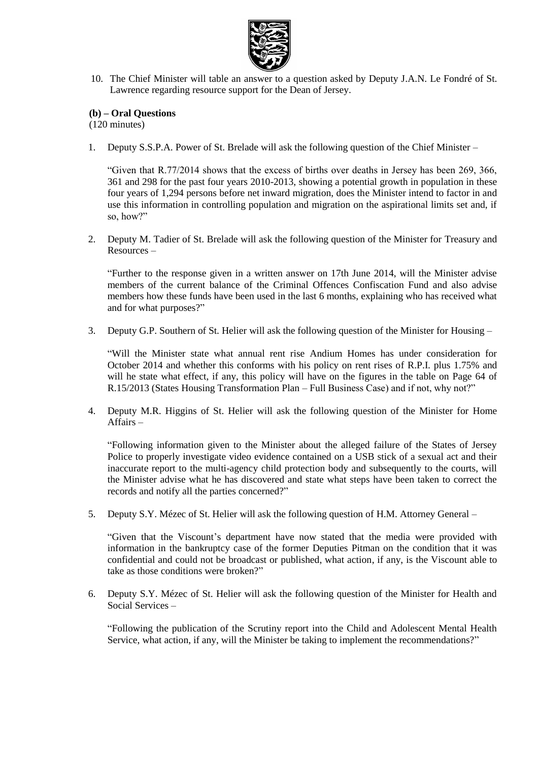10. The Chief Minister will table an answer to a question asked by Deputy J.A.N. Le Fondré of St. Lawrence regarding resource support for the Dean of Jersey.

**(b) – Oral Questions**
(120 minutes)

1. Deputy S.S.P.A. Power of St. Brelade will ask the following question of the Chief Minister –

   "Given that R.77/2014 shows that the excess of births over deaths in Jersey has been 269, 366, 361 and 298 for the past four years 2010-2013, showing a potential growth in population in these four years of 1,294 persons before net inward migration, does the Minister intend to factor in and use this information in controlling population and migration on the aspirational limits set and, if so, how?"

2. Deputy M. Tadier of St. Brelade will ask the following question of the Minister for Treasury and Resources –

   "Further to the response given in a written answer on 17th June 2014, will the Minister advise members of the current balance of the Criminal Offences Confiscation Fund and also advise members how these funds have been used in the last 6 months, explaining who has received what and for what purposes?"

3. Deputy G.P. Southern of St. Helier will ask the following question of the Minister for Housing –

   "Will the Minister state what annual rent rise Andium Homes has under consideration for October 2014 and whether this conforms with his policy on rent rises of R.P.I. plus 1.75% and will he state what effect, if any, this policy will have on the figures in the table on Page 64 of R.15/2013 (States Housing Transformation Plan – Full Business Case) and if not, why not?"

4. Deputy M.R. Higgins of St. Helier will ask the following question of the Minister for Home Affairs –

   "Following information given to the Minister about the alleged failure of the States of Jersey Police to properly investigate video evidence contained on a USB stick of a sexual act and their inaccurate report to the multi-agency child protection body and subsequently to the courts, will the Minister advise what he has discovered and state what steps have been taken to correct the records and notify all the parties concerned?"

5. Deputy S.Y. Mézec of St. Helier will ask the following question of H.M. Attorney General –

   "Given that the Viscount's department have now stated that the media were provided with information in the bankruptcy case of the former Deputies Pitman on the condition that it was confidential and could not be broadcast or published, what action, if any, is the Viscount able to take as those conditions were broken?"

6. Deputy S.Y. Mézec of St. Helier will ask the following question of the Minister for Health and Social Services –

   "Following the publication of the Scrutiny report into the Child and Adolescent Mental Health Service, what action, if any, will the Minister be taking to implement the recommendations?"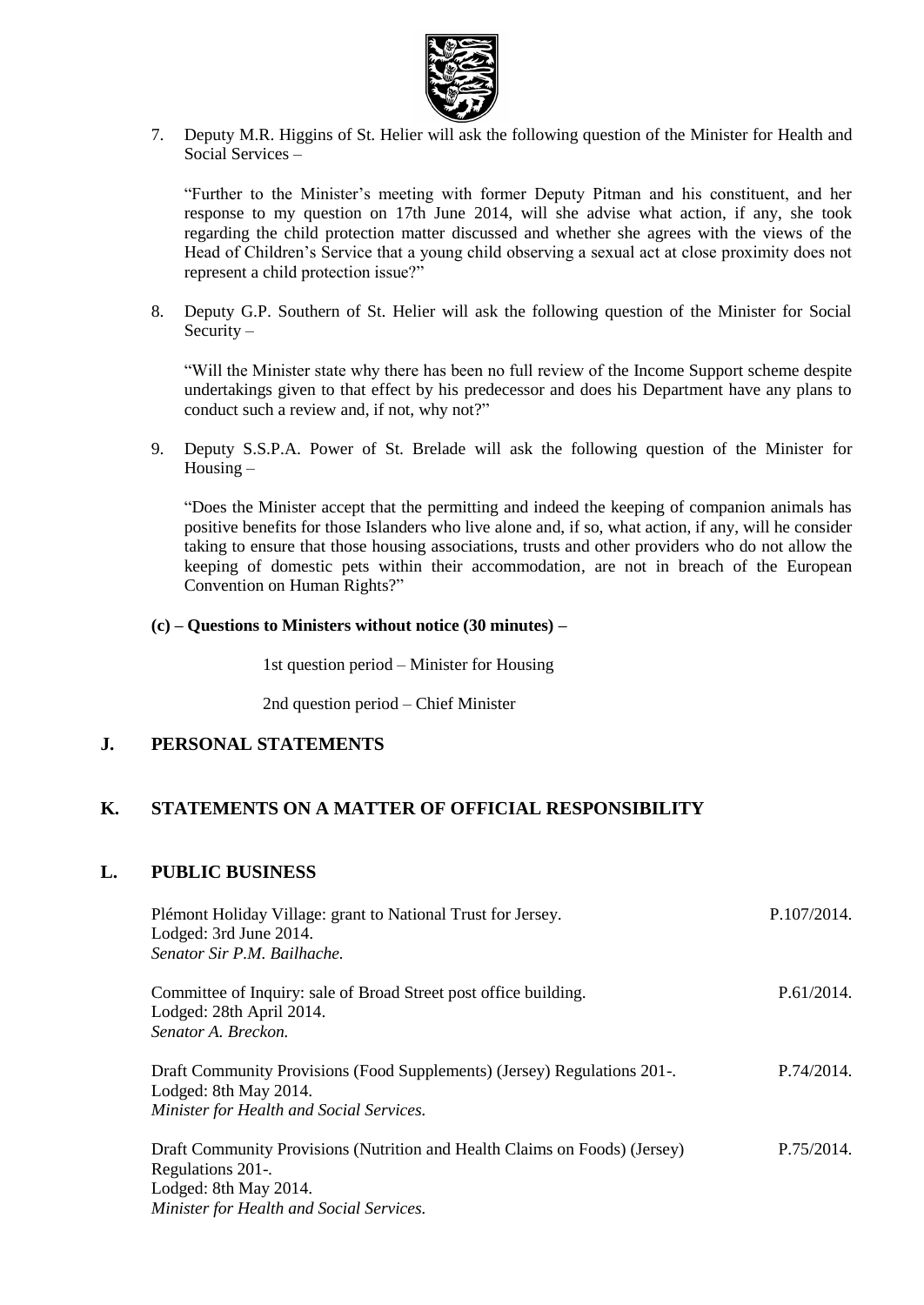7. Deputy M.R. Higgins of St. Helier will ask the following question of the Minister for Health and Social Services –

   "Further to the Minister's meeting with former Deputy Pitman and his constituent, and her response to my question on 17th June 2014, will she advise what action, if any, she took regarding the child protection matter discussed and whether she agrees with the views of the Head of Children's Service that a young child observing a sexual act at close proximity does not represent a child protection issue?"

8. Deputy G.P. Southern of St. Helier will ask the following question of the Minister for Social Security –

   "Will the Minister state why there has been no full review of the Income Support scheme despite undertakings given to that effect by his predecessor and does his Department have any plans to conduct such a review and, if not, why not?"

9. Deputy S.S.P.A. Power of St. Brelade will ask the following question of the Minister for Housing –

   "Does the Minister accept that the permitting and indeed the keeping of companion animals has positive benefits for those Islanders who live alone and, if so, what action, if any, will he consider taking to ensure that those housing associations, trusts and other providers who do not allow the keeping of domestic pets within their accommodation, are not in breach of the European Convention on Human Rights?"

**(c) – Questions to Ministers without notice (30 minutes) –**

1st question period – Minister for Housing

2nd question period – Chief Minister

## J. PERSONAL STATEMENTS

## K. STATEMENTS ON A MATTER OF OFFICIAL RESPONSIBILITY

## L. PUBLIC BUSINESS

Plémont Holiday Village: grant to National Trust for Jersey. P.107/2014.
Lodged: 3rd June 2014.
*Senator Sir P.M. Bailhache.*

Committee of Inquiry: sale of Broad Street post office building. P.61/2014.
Lodged: 28th April 2014.
*Senator A. Breckon.*

Draft Community Provisions (Food Supplements) (Jersey) Regulations 201-. P.74/2014.
Lodged: 8th May 2014.
*Minister for Health and Social Services.*

Draft Community Provisions (Nutrition and Health Claims on Foods) (Jersey) Regulations 201-. P.75/2014.
Lodged: 8th May 2014.
*Minister for Health and Social Services.*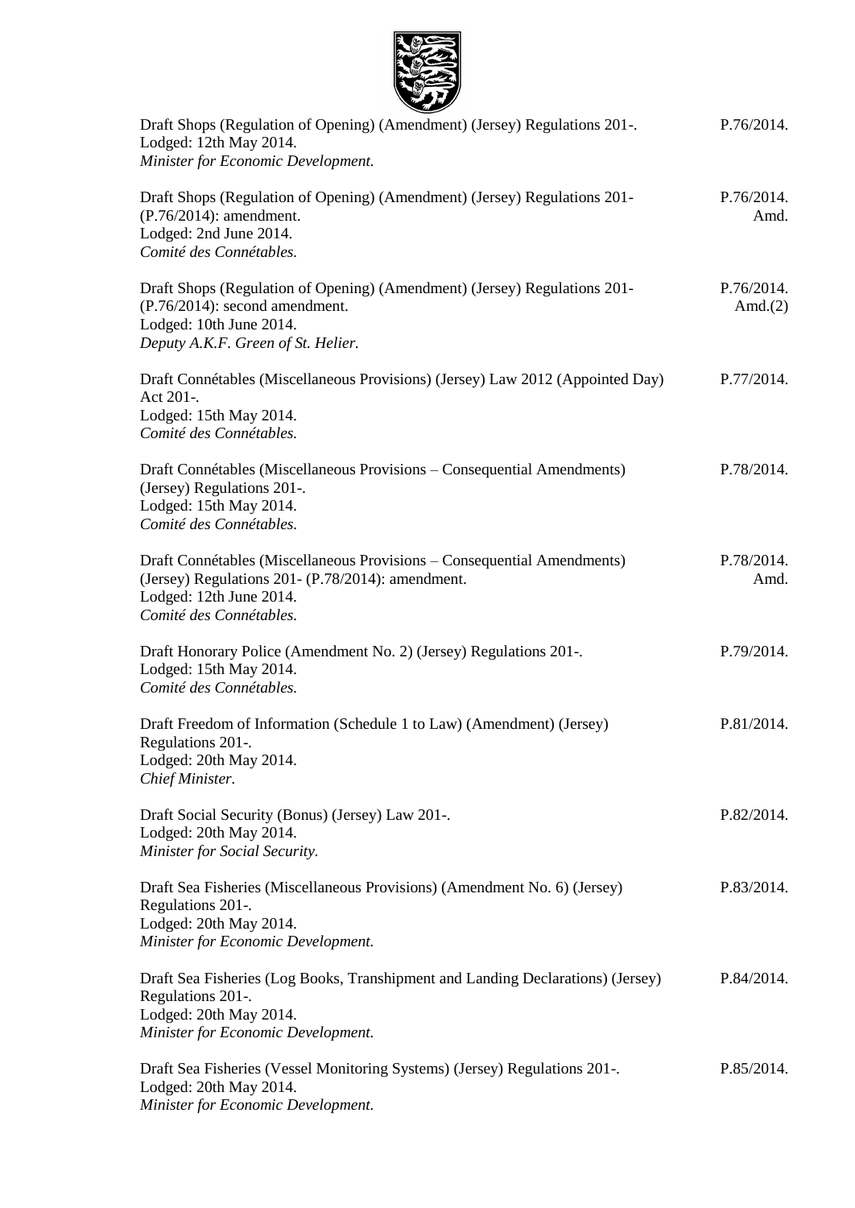| | |
|---|---|
| Draft Shops (Regulation of Opening) (Amendment) (Jersey) Regulations 201-.<br>Lodged: 12th May 2014.<br>*Minister for Economic Development.* | P.76/2014. |
| Draft Shops (Regulation of Opening) (Amendment) (Jersey) Regulations 201- (P.76/2014): amendment.<br>Lodged: 2nd June 2014.<br>*Comité des Connétables.* | P.76/2014. Amd. |
| Draft Shops (Regulation of Opening) (Amendment) (Jersey) Regulations 201- (P.76/2014): second amendment.<br>Lodged: 10th June 2014.<br>*Deputy A.K.F. Green of St. Helier.* | P.76/2014. Amd.(2) |
| Draft Connétables (Miscellaneous Provisions) (Jersey) Law 2012 (Appointed Day) Act 201-.<br>Lodged: 15th May 2014.<br>*Comité des Connétables.* | P.77/2014. |
| Draft Connétables (Miscellaneous Provisions – Consequential Amendments) (Jersey) Regulations 201-.<br>Lodged: 15th May 2014.<br>*Comité des Connétables.* | P.78/2014. |
| Draft Connétables (Miscellaneous Provisions – Consequential Amendments) (Jersey) Regulations 201- (P.78/2014): amendment.<br>Lodged: 12th June 2014.<br>*Comité des Connétables.* | P.78/2014. Amd. |
| Draft Honorary Police (Amendment No. 2) (Jersey) Regulations 201-.<br>Lodged: 15th May 2014.<br>*Comité des Connétables.* | P.79/2014. |
| Draft Freedom of Information (Schedule 1 to Law) (Amendment) (Jersey) Regulations 201-.<br>Lodged: 20th May 2014.<br>*Chief Minister.* | P.81/2014. |
| Draft Social Security (Bonus) (Jersey) Law 201-.<br>Lodged: 20th May 2014.<br>*Minister for Social Security.* | P.82/2014. |
| Draft Sea Fisheries (Miscellaneous Provisions) (Amendment No. 6) (Jersey) Regulations 201-.<br>Lodged: 20th May 2014.<br>*Minister for Economic Development.* | P.83/2014. |
| Draft Sea Fisheries (Log Books, Transhipment and Landing Declarations) (Jersey) Regulations 201-.<br>Lodged: 20th May 2014.<br>*Minister for Economic Development.* | P.84/2014. |
| Draft Sea Fisheries (Vessel Monitoring Systems) (Jersey) Regulations 201-.<br>Lodged: 20th May 2014.<br>*Minister for Economic Development.* | P.85/2014. |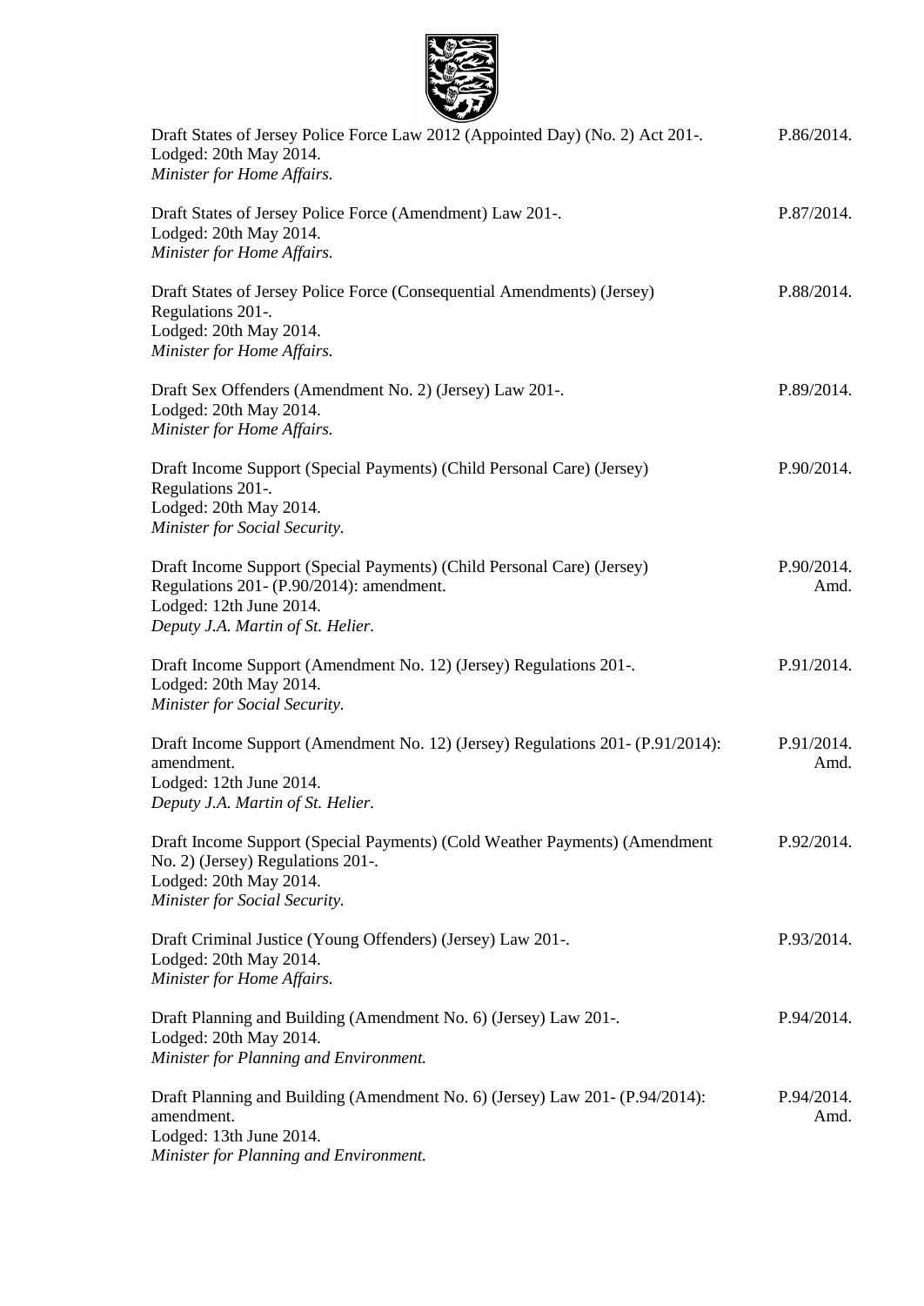| | |
|---|---|
| Draft States of Jersey Police Force Law 2012 (Appointed Day) (No. 2) Act 201-.<br>Lodged: 20th May 2014.<br>*Minister for Home Affairs.* | P.86/2014. |
| Draft States of Jersey Police Force (Amendment) Law 201-.<br>Lodged: 20th May 2014.<br>*Minister for Home Affairs.* | P.87/2014. |
| Draft States of Jersey Police Force (Consequential Amendments) (Jersey) Regulations 201-.<br>Lodged: 20th May 2014.<br>*Minister for Home Affairs.* | P.88/2014. |
| Draft Sex Offenders (Amendment No. 2) (Jersey) Law 201-.<br>Lodged: 20th May 2014.<br>*Minister for Home Affairs.* | P.89/2014. |
| Draft Income Support (Special Payments) (Child Personal Care) (Jersey) Regulations 201-.<br>Lodged: 20th May 2014.<br>*Minister for Social Security.* | P.90/2014. |
| Draft Income Support (Special Payments) (Child Personal Care) (Jersey) Regulations 201- (P.90/2014): amendment.<br>Lodged: 12th June 2014.<br>*Deputy J.A. Martin of St. Helier.* | P.90/2014. Amd. |
| Draft Income Support (Amendment No. 12) (Jersey) Regulations 201-.<br>Lodged: 20th May 2014.<br>*Minister for Social Security.* | P.91/2014. |
| Draft Income Support (Amendment No. 12) (Jersey) Regulations 201- (P.91/2014): amendment.<br>Lodged: 12th June 2014.<br>*Deputy J.A. Martin of St. Helier.* | P.91/2014. Amd. |
| Draft Income Support (Special Payments) (Cold Weather Payments) (Amendment No. 2) (Jersey) Regulations 201-.<br>Lodged: 20th May 2014.<br>*Minister for Social Security.* | P.92/2014. |
| Draft Criminal Justice (Young Offenders) (Jersey) Law 201-.<br>Lodged: 20th May 2014.<br>*Minister for Home Affairs.* | P.93/2014. |
| Draft Planning and Building (Amendment No. 6) (Jersey) Law 201-.<br>Lodged: 20th May 2014.<br>*Minister for Planning and Environment.* | P.94/2014. |
| Draft Planning and Building (Amendment No. 6) (Jersey) Law 201- (P.94/2014): amendment.<br>Lodged: 13th June 2014.<br>*Minister for Planning and Environment.* | P.94/2014. Amd. |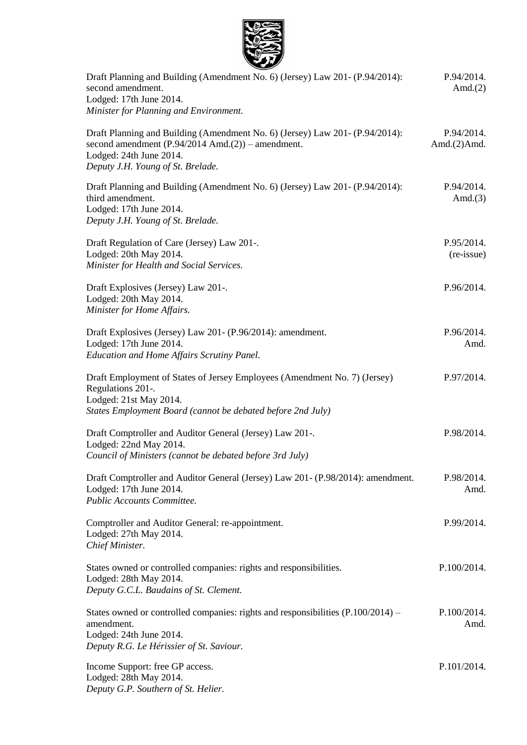Draft Planning and Building (Amendment No. 6) (Jersey) Law 201- (P.94/2014): second amendment.
Lodged: 17th June 2014.
*Minister for Planning and Environment.*
P.94/2014. Amd.(2)

Draft Planning and Building (Amendment No. 6) (Jersey) Law 201- (P.94/2014): second amendment (P.94/2014 Amd.(2)) – amendment.
Lodged: 24th June 2014.
*Deputy J.H. Young of St. Brelade.*
P.94/2014. Amd.(2)Amd.

Draft Planning and Building (Amendment No. 6) (Jersey) Law 201- (P.94/2014): third amendment.
Lodged: 17th June 2014.
*Deputy J.H. Young of St. Brelade.*
P.94/2014. Amd.(3)

Draft Regulation of Care (Jersey) Law 201-.
Lodged: 20th May 2014.
*Minister for Health and Social Services.*
P.95/2014. (re-issue)

Draft Explosives (Jersey) Law 201-.
Lodged: 20th May 2014.
*Minister for Home Affairs.*
P.96/2014.

Draft Explosives (Jersey) Law 201- (P.96/2014): amendment.
Lodged: 17th June 2014.
*Education and Home Affairs Scrutiny Panel.*
P.96/2014. Amd.

Draft Employment of States of Jersey Employees (Amendment No. 7) (Jersey) Regulations 201-.
Lodged: 21st May 2014.
*States Employment Board (cannot be debated before 2nd July)*
P.97/2014.

Draft Comptroller and Auditor General (Jersey) Law 201-.
Lodged: 22nd May 2014.
*Council of Ministers (cannot be debated before 3rd July)*
P.98/2014.

Draft Comptroller and Auditor General (Jersey) Law 201- (P.98/2014): amendment.
Lodged: 17th June 2014.
*Public Accounts Committee.*
P.98/2014. Amd.

Comptroller and Auditor General: re-appointment.
Lodged: 27th May 2014.
*Chief Minister.*
P.99/2014.

States owned or controlled companies: rights and responsibilities.
Lodged: 28th May 2014.
*Deputy G.C.L. Baudains of St. Clement.*
P.100/2014.

States owned or controlled companies: rights and responsibilities (P.100/2014) – amendment.
Lodged: 24th June 2014.
*Deputy R.G. Le Hérissier of St. Saviour.*
P.100/2014. Amd.

Income Support: free GP access.
Lodged: 28th May 2014.
*Deputy G.P. Southern of St. Helier.*
P.101/2014.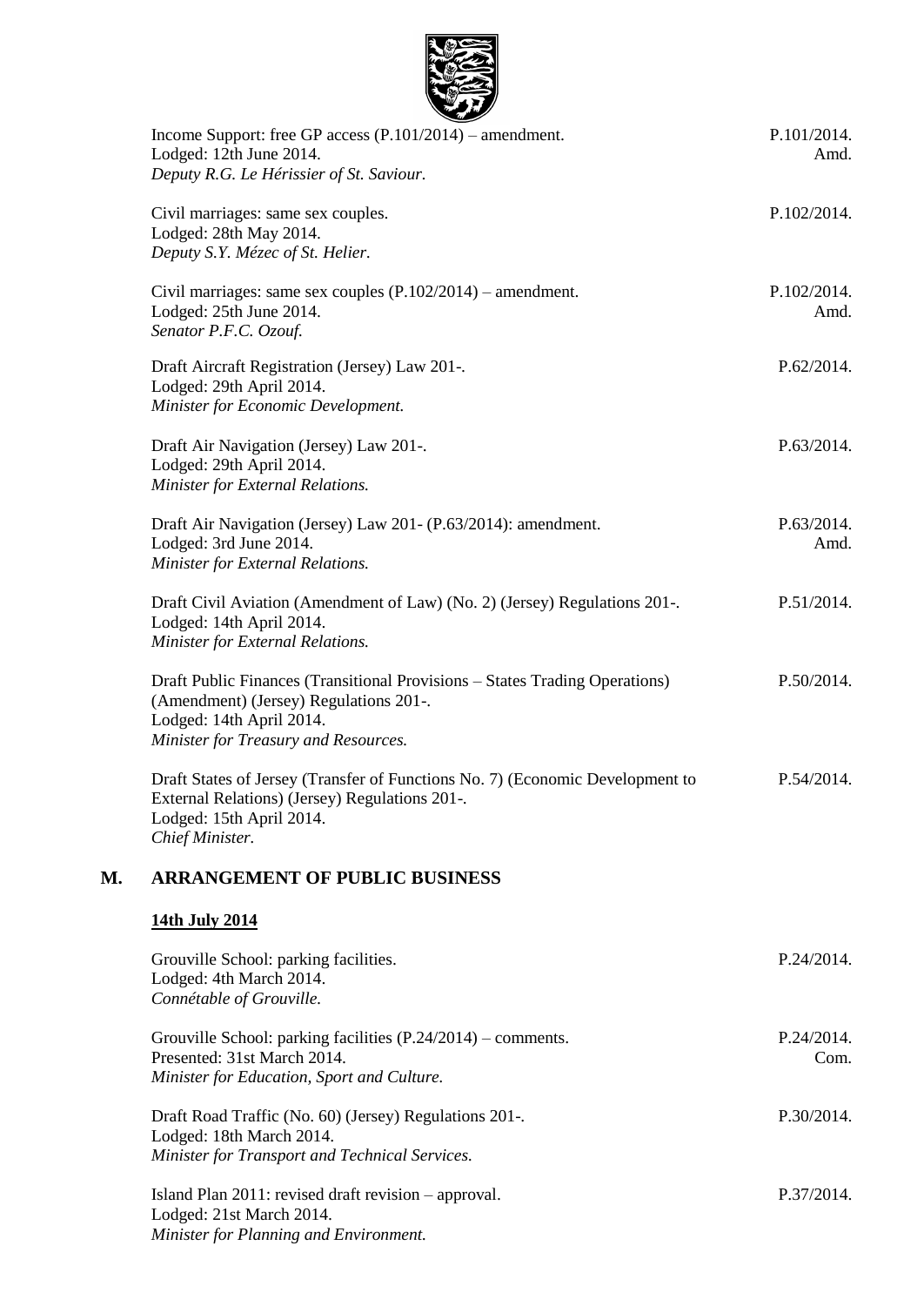Income Support: free GP access (P.101/2014) – amendment. P.101/2014. Amd.
Lodged: 12th June 2014.
*Deputy R.G. Le Hérissier of St. Saviour.*

Civil marriages: same sex couples. P.102/2014.
Lodged: 28th May 2014.
*Deputy S.Y. Mézec of St. Helier.*

Civil marriages: same sex couples (P.102/2014) – amendment. P.102/2014. Amd.
Lodged: 25th June 2014.
*Senator P.F.C. Ozouf.*

Draft Aircraft Registration (Jersey) Law 201-. P.62/2014.
Lodged: 29th April 2014.
*Minister for Economic Development.*

Draft Air Navigation (Jersey) Law 201-. P.63/2014.
Lodged: 29th April 2014.
*Minister for External Relations.*

Draft Air Navigation (Jersey) Law 201- (P.63/2014): amendment. P.63/2014. Amd.
Lodged: 3rd June 2014.
*Minister for External Relations.*

Draft Civil Aviation (Amendment of Law) (No. 2) (Jersey) Regulations 201-. P.51/2014.
Lodged: 14th April 2014.
*Minister for External Relations.*

Draft Public Finances (Transitional Provisions – States Trading Operations) (Amendment) (Jersey) Regulations 201-. P.50/2014.
Lodged: 14th April 2014.
*Minister for Treasury and Resources.*

Draft States of Jersey (Transfer of Functions No. 7) (Economic Development to External Relations) (Jersey) Regulations 201-. P.54/2014.
Lodged: 15th April 2014.
*Chief Minister.*

## M. ARRANGEMENT OF PUBLIC BUSINESS

**14th July 2014**

Grouville School: parking facilities. P.24/2014.
Lodged: 4th March 2014.
*Connétable of Grouville.*

Grouville School: parking facilities (P.24/2014) – comments. P.24/2014. Com.
Presented: 31st March 2014.
*Minister for Education, Sport and Culture.*

Draft Road Traffic (No. 60) (Jersey) Regulations 201-. P.30/2014.
Lodged: 18th March 2014.
*Minister for Transport and Technical Services.*

Island Plan 2011: revised draft revision – approval. P.37/2014.
Lodged: 21st March 2014.
*Minister for Planning and Environment.*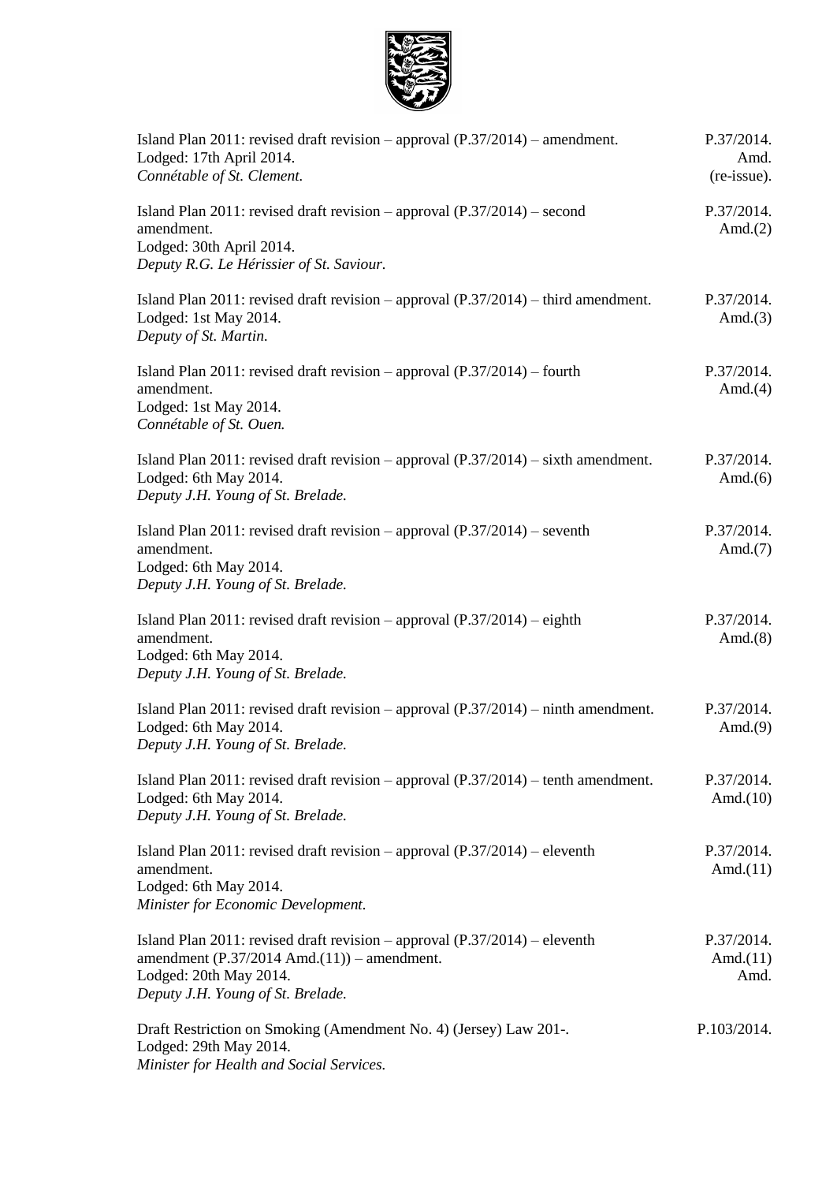Island Plan 2011: revised draft revision – approval (P.37/2014) – amendment. Lodged: 17th April 2014. *Connétable of St. Clement.* P.37/2014. Amd. (re-issue).

Island Plan 2011: revised draft revision – approval (P.37/2014) – second amendment. Lodged: 30th April 2014. *Deputy R.G. Le Hérissier of St. Saviour.* P.37/2014. Amd.(2)

Island Plan 2011: revised draft revision – approval (P.37/2014) – third amendment. Lodged: 1st May 2014. *Deputy of St. Martin.* P.37/2014. Amd.(3)

Island Plan 2011: revised draft revision – approval (P.37/2014) – fourth amendment. Lodged: 1st May 2014. *Connétable of St. Ouen.* P.37/2014. Amd.(4)

Island Plan 2011: revised draft revision – approval (P.37/2014) – sixth amendment. Lodged: 6th May 2014. *Deputy J.H. Young of St. Brelade.* P.37/2014. Amd.(6)

Island Plan 2011: revised draft revision – approval (P.37/2014) – seventh amendment. Lodged: 6th May 2014. *Deputy J.H. Young of St. Brelade.* P.37/2014. Amd.(7)

Island Plan 2011: revised draft revision – approval (P.37/2014) – eighth amendment. Lodged: 6th May 2014. *Deputy J.H. Young of St. Brelade.* P.37/2014. Amd.(8)

Island Plan 2011: revised draft revision – approval (P.37/2014) – ninth amendment. Lodged: 6th May 2014. *Deputy J.H. Young of St. Brelade.* P.37/2014. Amd.(9)

Island Plan 2011: revised draft revision – approval (P.37/2014) – tenth amendment. Lodged: 6th May 2014. *Deputy J.H. Young of St. Brelade.* P.37/2014. Amd.(10)

Island Plan 2011: revised draft revision – approval (P.37/2014) – eleventh amendment. Lodged: 6th May 2014. *Minister for Economic Development.* P.37/2014. Amd.(11)

Island Plan 2011: revised draft revision – approval (P.37/2014) – eleventh amendment (P.37/2014 Amd.(11)) – amendment. Lodged: 20th May 2014. *Deputy J.H. Young of St. Brelade.* P.37/2014. Amd.(11) Amd.

Draft Restriction on Smoking (Amendment No. 4) (Jersey) Law 201-. Lodged: 29th May 2014. *Minister for Health and Social Services.* P.103/2014.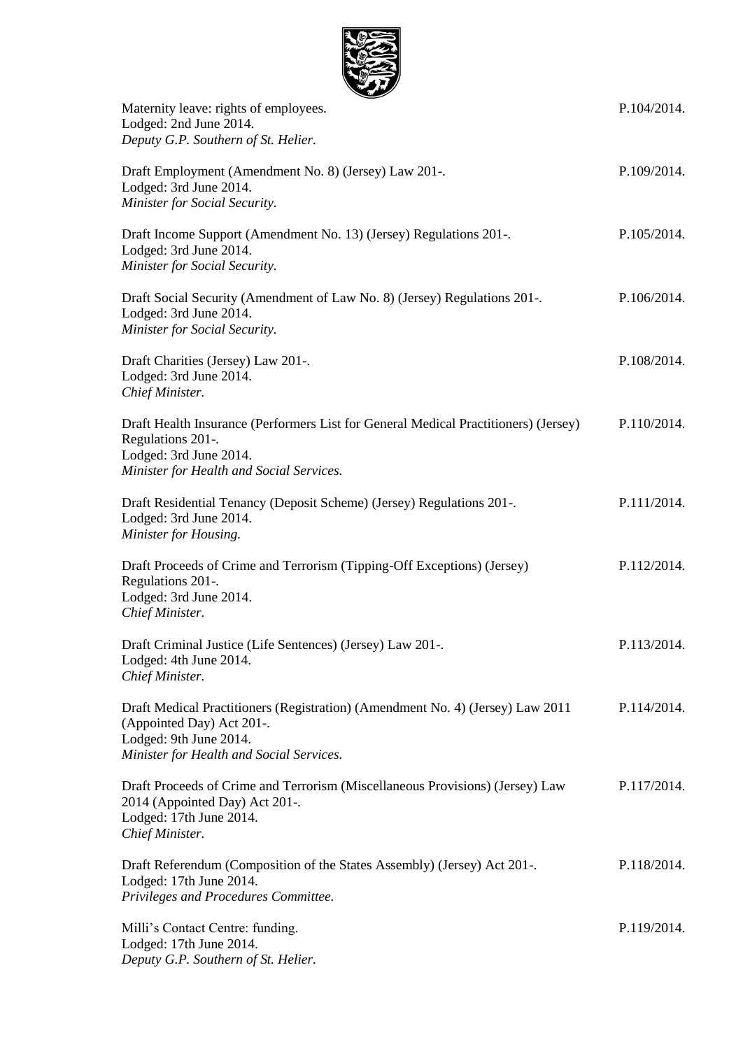Maternity leave: rights of employees.
Lodged: 2nd June 2014.
*Deputy G.P. Southern of St. Helier.*
P.104/2014.

Draft Employment (Amendment No. 8) (Jersey) Law 201-.
Lodged: 3rd June 2014.
*Minister for Social Security.*
P.109/2014.

Draft Income Support (Amendment No. 13) (Jersey) Regulations 201-.
Lodged: 3rd June 2014.
*Minister for Social Security.*
P.105/2014.

Draft Social Security (Amendment of Law No. 8) (Jersey) Regulations 201-.
Lodged: 3rd June 2014.
*Minister for Social Security.*
P.106/2014.

Draft Charities (Jersey) Law 201-.
Lodged: 3rd June 2014.
*Chief Minister.*
P.108/2014.

Draft Health Insurance (Performers List for General Medical Practitioners) (Jersey) Regulations 201-.
Lodged: 3rd June 2014.
*Minister for Health and Social Services.*
P.110/2014.

Draft Residential Tenancy (Deposit Scheme) (Jersey) Regulations 201-.
Lodged: 3rd June 2014.
*Minister for Housing.*
P.111/2014.

Draft Proceeds of Crime and Terrorism (Tipping-Off Exceptions) (Jersey) Regulations 201-.
Lodged: 3rd June 2014.
*Chief Minister.*
P.112/2014.

Draft Criminal Justice (Life Sentences) (Jersey) Law 201-.
Lodged: 4th June 2014.
*Chief Minister.*
P.113/2014.

Draft Medical Practitioners (Registration) (Amendment No. 4) (Jersey) Law 2011 (Appointed Day) Act 201-.
Lodged: 9th June 2014.
*Minister for Health and Social Services.*
P.114/2014.

Draft Proceeds of Crime and Terrorism (Miscellaneous Provisions) (Jersey) Law 2014 (Appointed Day) Act 201-.
Lodged: 17th June 2014.
*Chief Minister.*
P.117/2014.

Draft Referendum (Composition of the States Assembly) (Jersey) Act 201-.
Lodged: 17th June 2014.
*Privileges and Procedures Committee.*
P.118/2014.

Milli's Contact Centre: funding.
Lodged: 17th June 2014.
*Deputy G.P. Southern of St. Helier.*
P.119/2014.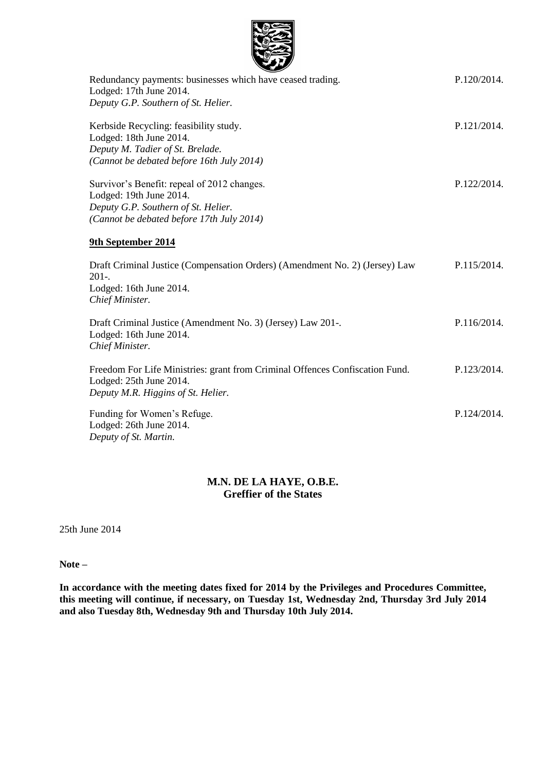Redundancy payments: businesses which have ceased trading. P.120/2014.
Lodged: 17th June 2014.
*Deputy G.P. Southern of St. Helier.*

Kerbside Recycling: feasibility study. P.121/2014.
Lodged: 18th June 2014.
*Deputy M. Tadier of St. Brelade.*
*(Cannot be debated before 16th July 2014)*

Survivor's Benefit: repeal of 2012 changes. P.122/2014.
Lodged: 19th June 2014.
*Deputy G.P. Southern of St. Helier.*
*(Cannot be debated before 17th July 2014)*

**9th September 2014**

Draft Criminal Justice (Compensation Orders) (Amendment No. 2) (Jersey) Law 201-. P.115/2014.
Lodged: 16th June 2014.
*Chief Minister.*

Draft Criminal Justice (Amendment No. 3) (Jersey) Law 201-. P.116/2014.
Lodged: 16th June 2014.
*Chief Minister.*

Freedom For Life Ministries: grant from Criminal Offences Confiscation Fund. P.123/2014.
Lodged: 25th June 2014.
*Deputy M.R. Higgins of St. Helier.*

Funding for Women's Refuge. P.124/2014.
Lodged: 26th June 2014.
*Deputy of St. Martin.*

**M.N. DE LA HAYE, O.B.E.**
**Greffier of the States**

25th June 2014

**Note –**

**In accordance with the meeting dates fixed for 2014 by the Privileges and Procedures Committee, this meeting will continue, if necessary, on Tuesday 1st, Wednesday 2nd, Thursday 3rd July 2014 and also Tuesday 8th, Wednesday 9th and Thursday 10th July 2014.**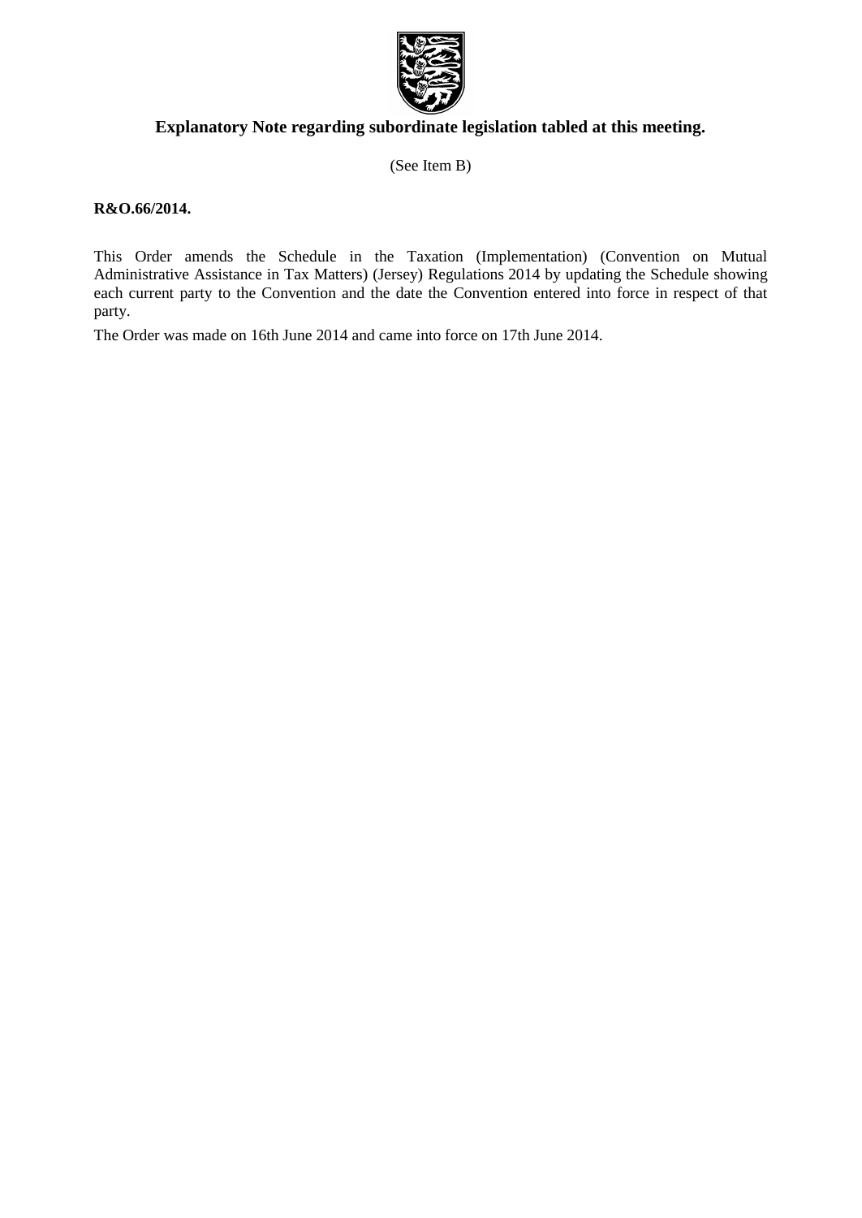## Explanatory Note regarding subordinate legislation tabled at this meeting.

(See Item B)

**R&O.66/2014.**

This Order amends the Schedule in the Taxation (Implementation) (Convention on Mutual Administrative Assistance in Tax Matters) (Jersey) Regulations 2014 by updating the Schedule showing each current party to the Convention and the date the Convention entered into force in respect of that party.

The Order was made on 16th June 2014 and came into force on 17th June 2014.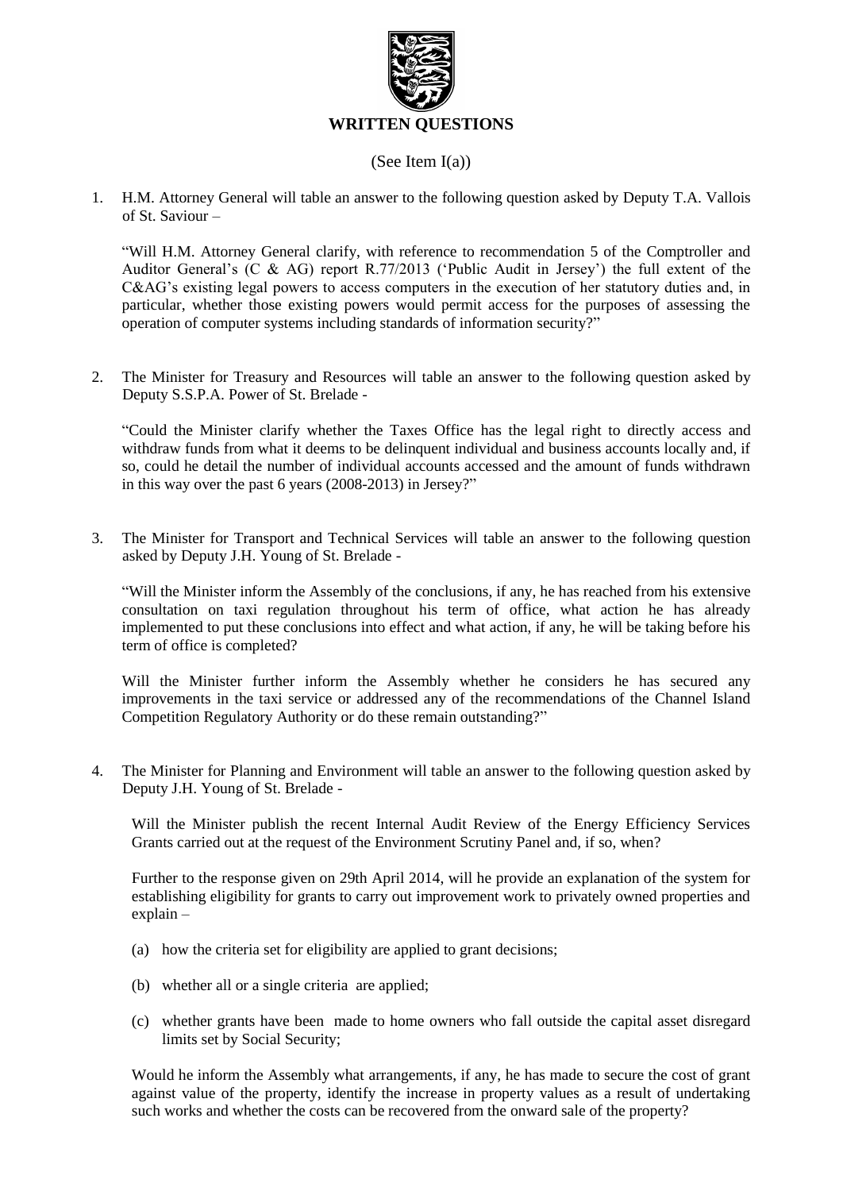## WRITTEN QUESTIONS

(See Item I(a))

1. H.M. Attorney General will table an answer to the following question asked by Deputy T.A. Vallois of St. Saviour –

   "Will H.M. Attorney General clarify, with reference to recommendation 5 of the Comptroller and Auditor General's (C & AG) report R.77/2013 ('Public Audit in Jersey') the full extent of the C&AG's existing legal powers to access computers in the execution of her statutory duties and, in particular, whether those existing powers would permit access for the purposes of assessing the operation of computer systems including standards of information security?"

2. The Minister for Treasury and Resources will table an answer to the following question asked by Deputy S.S.P.A. Power of St. Brelade -

   "Could the Minister clarify whether the Taxes Office has the legal right to directly access and withdraw funds from what it deems to be delinquent individual and business accounts locally and, if so, could he detail the number of individual accounts accessed and the amount of funds withdrawn in this way over the past 6 years (2008-2013) in Jersey?"

3. The Minister for Transport and Technical Services will table an answer to the following question asked by Deputy J.H. Young of St. Brelade -

   "Will the Minister inform the Assembly of the conclusions, if any, he has reached from his extensive consultation on taxi regulation throughout his term of office, what action he has already implemented to put these conclusions into effect and what action, if any, he will be taking before his term of office is completed?

   Will the Minister further inform the Assembly whether he considers he has secured any improvements in the taxi service or addressed any of the recommendations of the Channel Island Competition Regulatory Authority or do these remain outstanding?"

4. The Minister for Planning and Environment will table an answer to the following question asked by Deputy J.H. Young of St. Brelade -

   Will the Minister publish the recent Internal Audit Review of the Energy Efficiency Services Grants carried out at the request of the Environment Scrutiny Panel and, if so, when?

   Further to the response given on 29th April 2014, will he provide an explanation of the system for establishing eligibility for grants to carry out improvement work to privately owned properties and explain –

   (a) how the criteria set for eligibility are applied to grant decisions;

   (b) whether all or a single criteria are applied;

   (c) whether grants have been made to home owners who fall outside the capital asset disregard limits set by Social Security;

   Would he inform the Assembly what arrangements, if any, he has made to secure the cost of grant against value of the property, identify the increase in property values as a result of undertaking such works and whether the costs can be recovered from the onward sale of the property?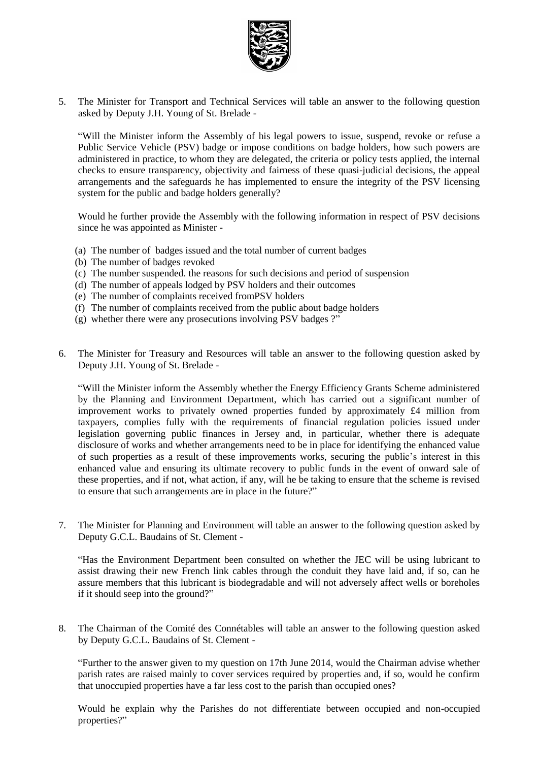5. The Minister for Transport and Technical Services will table an answer to the following question asked by Deputy J.H. Young of St. Brelade -

   "Will the Minister inform the Assembly of his legal powers to issue, suspend, revoke or refuse a Public Service Vehicle (PSV) badge or impose conditions on badge holders, how such powers are administered in practice, to whom they are delegated, the criteria or policy tests applied, the internal checks to ensure transparency, objectivity and fairness of these quasi-judicial decisions, the appeal arrangements and the safeguards he has implemented to ensure the integrity of the PSV licensing system for the public and badge holders generally?

   Would he further provide the Assembly with the following information in respect of PSV decisions since he was appointed as Minister -

   (a) The number of badges issued and the total number of current badges
   (b) The number of badges revoked
   (c) The number suspended. the reasons for such decisions and period of suspension
   (d) The number of appeals lodged by PSV holders and their outcomes
   (e) The number of complaints received fromPSV holders
   (f) The number of complaints received from the public about badge holders
   (g) whether there were any prosecutions involving PSV badges ?"

6. The Minister for Treasury and Resources will table an answer to the following question asked by Deputy J.H. Young of St. Brelade -

   "Will the Minister inform the Assembly whether the Energy Efficiency Grants Scheme administered by the Planning and Environment Department, which has carried out a significant number of improvement works to privately owned properties funded by approximately £4 million from taxpayers, complies fully with the requirements of financial regulation policies issued under legislation governing public finances in Jersey and, in particular, whether there is adequate disclosure of works and whether arrangements need to be in place for identifying the enhanced value of such properties as a result of these improvements works, securing the public's interest in this enhanced value and ensuring its ultimate recovery to public funds in the event of onward sale of these properties, and if not, what action, if any, will he be taking to ensure that the scheme is revised to ensure that such arrangements are in place in the future?"

7. The Minister for Planning and Environment will table an answer to the following question asked by Deputy G.C.L. Baudains of St. Clement -

   "Has the Environment Department been consulted on whether the JEC will be using lubricant to assist drawing their new French link cables through the conduit they have laid and, if so, can he assure members that this lubricant is biodegradable and will not adversely affect wells or boreholes if it should seep into the ground?"

8. The Chairman of the Comité des Connétables will table an answer to the following question asked by Deputy G.C.L. Baudains of St. Clement -

   "Further to the answer given to my question on 17th June 2014, would the Chairman advise whether parish rates are raised mainly to cover services required by properties and, if so, would he confirm that unoccupied properties have a far less cost to the parish than occupied ones?

   Would he explain why the Parishes do not differentiate between occupied and non-occupied properties?"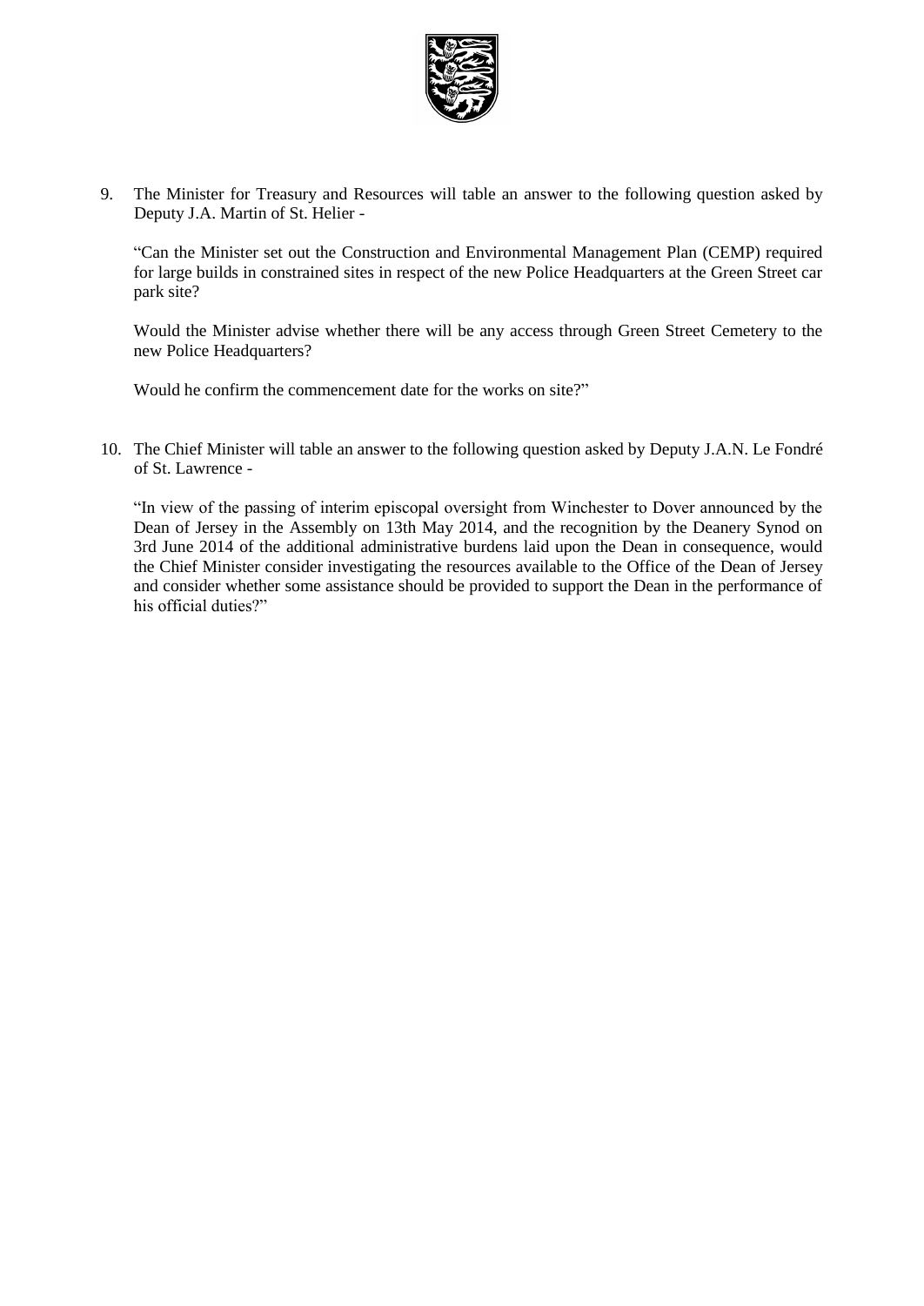9. The Minister for Treasury and Resources will table an answer to the following question asked by Deputy J.A. Martin of St. Helier -

   "Can the Minister set out the Construction and Environmental Management Plan (CEMP) required for large builds in constrained sites in respect of the new Police Headquarters at the Green Street car park site?

   Would the Minister advise whether there will be any access through Green Street Cemetery to the new Police Headquarters?

   Would he confirm the commencement date for the works on site?"

10. The Chief Minister will table an answer to the following question asked by Deputy J.A.N. Le Fondré of St. Lawrence -

    "In view of the passing of interim episcopal oversight from Winchester to Dover announced by the Dean of Jersey in the Assembly on 13th May 2014, and the recognition by the Deanery Synod on 3rd June 2014 of the additional administrative burdens laid upon the Dean in consequence, would the Chief Minister consider investigating the resources available to the Office of the Dean of Jersey and consider whether some assistance should be provided to support the Dean in the performance of his official duties?"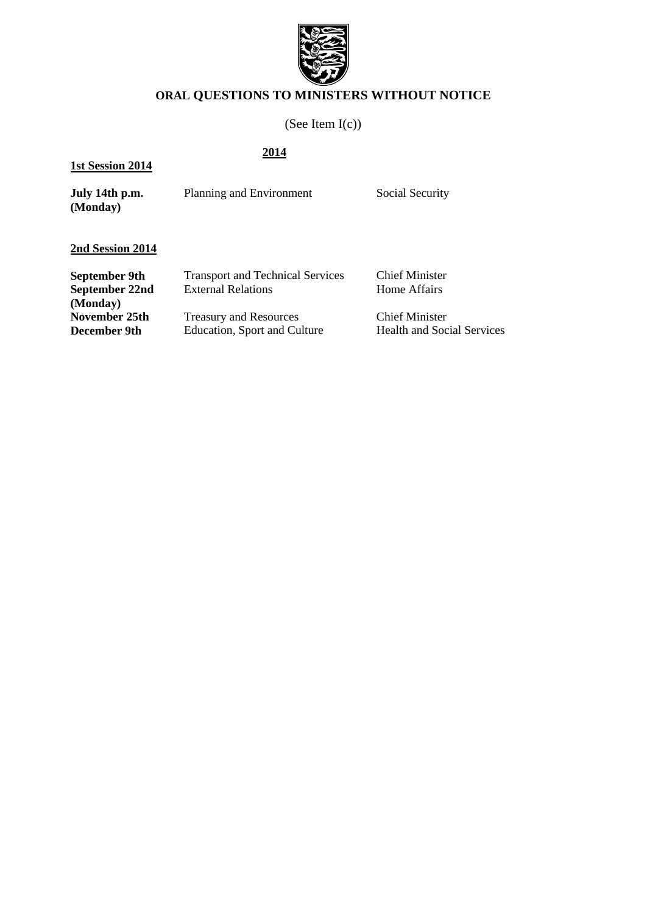**ORAL QUESTIONS TO MINISTERS WITHOUT NOTICE**

(See Item I(c))

**2014**

**1st Session 2014**

| | | |
|---|---|---|
| **July 14th p.m. (Monday)** | Planning and Environment | Social Security |

**2nd Session 2014**

| | | |
|---|---|---|
| **September 9th** | Transport and Technical Services | Chief Minister |
| **September 22nd (Monday)** | External Relations | Home Affairs |
| **November 25th** | Treasury and Resources | Chief Minister |
| **December 9th** | Education, Sport and Culture | Health and Social Services |